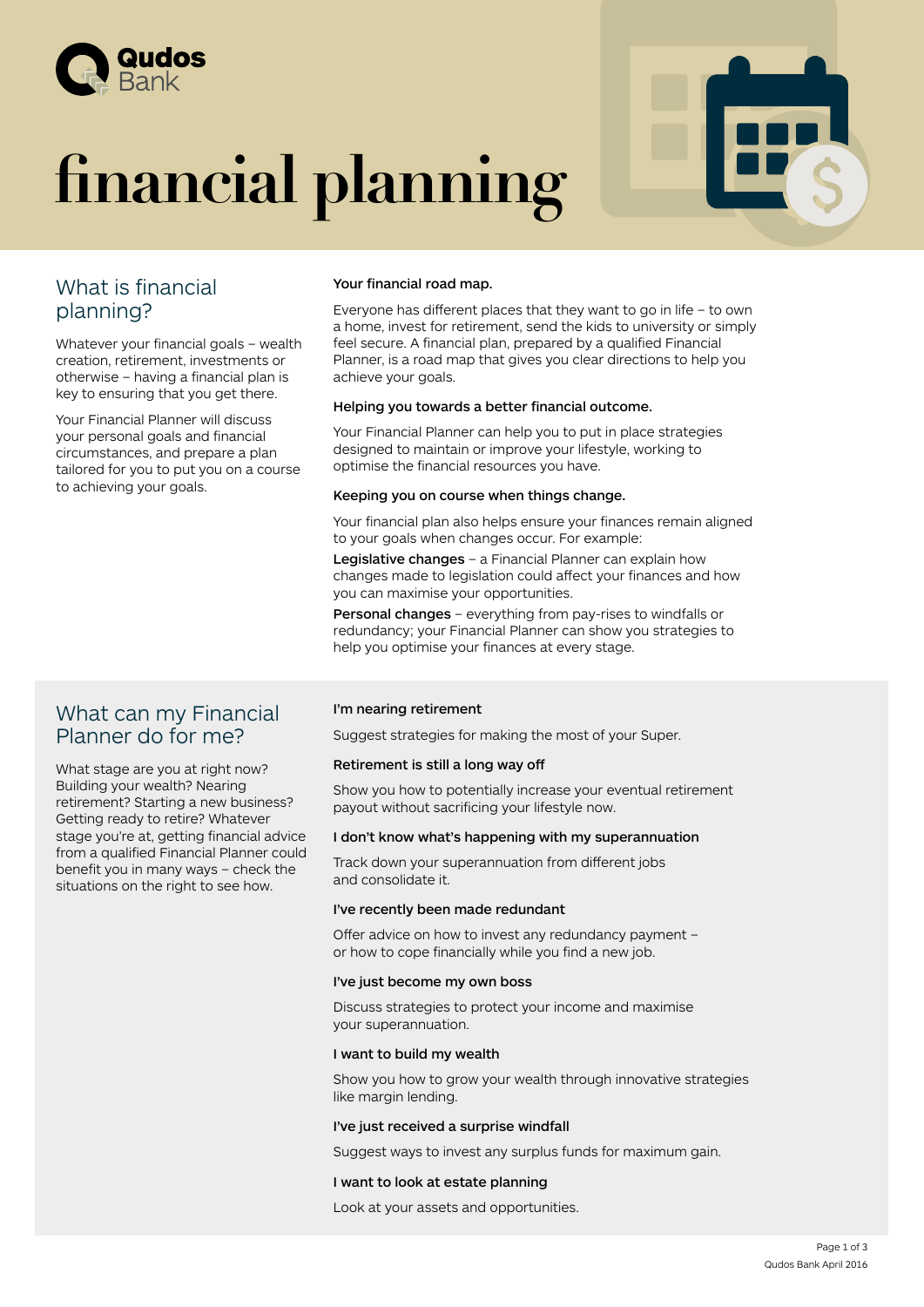# financial planning

## What is financial planning?

Whatever your financial goals – wealth creation, retirement, investments or otherwise – having a financial plan is key to ensuring that you get there.

Your Financial Planner will discuss your personal goals and financial circumstances, and prepare a plan tailored for you to put you on a course to achieving your goals.

**Your financial road map.**

Everyone has different places that they want to go in life – to own a home, invest for retirement, send the kids to university or simply feel secure. A financial plan, prepared by a qualified Financial Planner, is a road map that gives you clear directions to help you achieve your goals.

**Helping you towards a better financial outcome.**

Your Financial Planner can help you to put in place strategies designed to maintain or improve your lifestyle, working to optimise the financial resources you have.

**Keeping you on course when things change.**

Your financial plan also helps ensure your finances remain aligned to your goals when changes occur. For example:

**Legislative changes** – a Financial Planner can explain how changes made to legislation could affect your finances and how you can maximise your opportunities.

**Personal changes** – everything from pay-rises to windfalls or redundancy; your Financial Planner can show you strategies to help you optimise your finances at every stage.

## What can my Financial Planner do for me?

What stage are you at right now? Building your wealth? Nearing retirement? Starting a new business? Getting ready to retire? Whatever stage you're at, getting financial advice from a qualified Financial Planner could benefit you in many ways – check the situations on the right to see how.

**I'm nearing retirement**

Suggest strategies for making the most of your Super.

**Retirement is still a long way off**

Show you how to potentially increase your eventual retirement payout without sacrificing your lifestyle now.

**I don't know what's happening with my superannuation**

Track down your superannuation from different jobs and consolidate it.

**I've recently been made redundant**

Offer advice on how to invest any redundancy payment – or how to cope financially while you find a new job.

**I've just become my own boss**

Discuss strategies to protect your income and maximise your superannuation.

**I want to build my wealth**

Show you how to grow your wealth through innovative strategies like margin lending.

**I've just received a surprise windfall**

Suggest ways to invest any surplus funds for maximum gain.

**I want to look at estate planning**

Look at your assets and opportunities.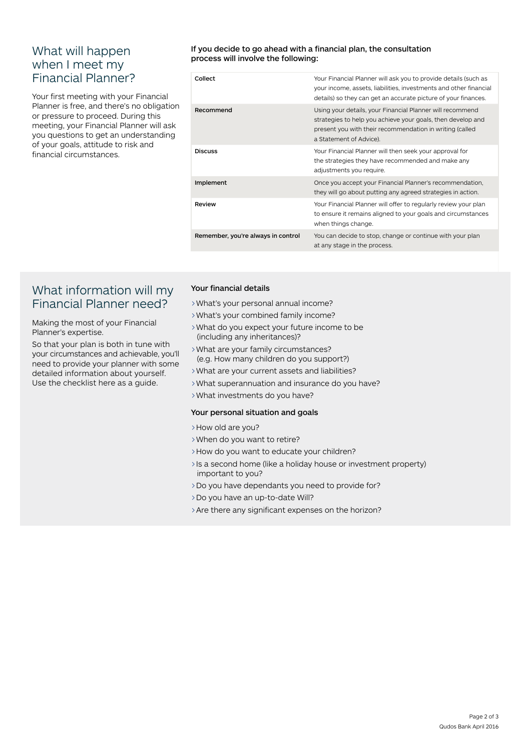## What will happen when I meet my Financial Planner?

Your first meeting with your Financial Planner is free, and there's no obligation or pressure to proceed. During this meeting, your Financial Planner will ask you questions to get an understanding of your goals, attitude to risk and financial circumstances.

**If you decide to go ahead with a financial plan, the consultation process will involve the following:**

| | |
|---|---|
| **Collect** | Your Financial Planner will ask you to provide details (such as your income, assets, liabilities, investments and other financial details) so they can get an accurate picture of your finances. |
| **Recommend** | Using your details, your Financial Planner will recommend strategies to help you achieve your goals, then develop and present you with their recommendation in writing (called a Statement of Advice). |
| **Discuss** | Your Financial Planner will then seek your approval for the strategies they have recommended and make any adjustments you require. |
| **Implement** | Once you accept your Financial Planner's recommendation, they will go about putting any agreed strategies in action. |
| **Review** | Your Financial Planner will offer to regularly review your plan to ensure it remains aligned to your goals and circumstances when things change. |
| **Remember, you're always in control** | You can decide to stop, change or continue with your plan at any stage in the process. |

## What information will my Financial Planner need?

Making the most of your Financial Planner's expertise.

So that your plan is both in tune with your circumstances and achievable, you'll need to provide your planner with some detailed information about yourself. Use the checklist here as a guide.

### Your financial details

- What's your personal annual income?
- What's your combined family income?
- What do you expect your future income to be (including any inheritances)?
- What are your family circumstances? (e.g. How many children do you support?)
- What are your current assets and liabilities?
- What superannuation and insurance do you have?
- What investments do you have?

### Your personal situation and goals

- How old are you?
- When do you want to retire?
- How do you want to educate your children?
- Is a second home (like a holiday house or investment property) important to you?
- Do you have dependants you need to provide for?
- Do you have an up-to-date Will?
- Are there any significant expenses on the horizon?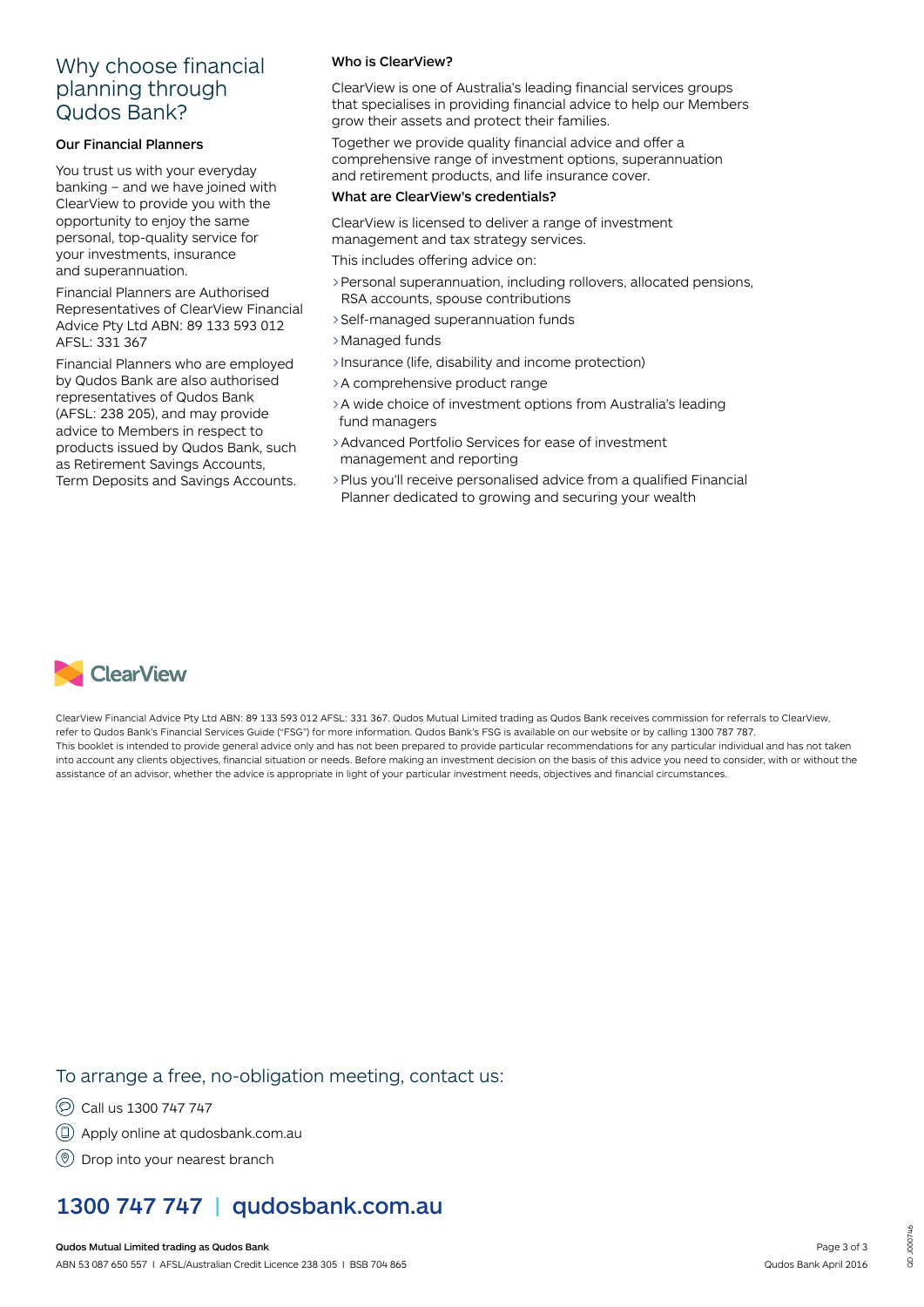# Why choose financial planning through Qudos Bank?

### Our Financial Planners

You trust us with your everyday banking – and we have joined with ClearView to provide you with the opportunity to enjoy the same personal, top-quality service for your investments, insurance and superannuation.

Financial Planners are Authorised Representatives of ClearView Financial Advice Pty Ltd ABN: 89 133 593 012 AFSL: 331 367

Financial Planners who are employed by Qudos Bank are also authorised representatives of Qudos Bank (AFSL: 238 205), and may provide advice to Members in respect to products issued by Qudos Bank, such as Retirement Savings Accounts, Term Deposits and Savings Accounts.

### Who is ClearView?

ClearView is one of Australia's leading financial services groups that specialises in providing financial advice to help our Members grow their assets and protect their families.

Together we provide quality financial advice and offer a comprehensive range of investment options, superannuation and retirement products, and life insurance cover.

### What are ClearView's credentials?

ClearView is licensed to deliver a range of investment management and tax strategy services.

This includes offering advice on:

- Personal superannuation, including rollovers, allocated pensions, RSA accounts, spouse contributions
- Self-managed superannuation funds
- Managed funds
- Insurance (life, disability and income protection)
- A comprehensive product range
- A wide choice of investment options from Australia's leading fund managers
- Advanced Portfolio Services for ease of investment management and reporting
- Plus you'll receive personalised advice from a qualified Financial Planner dedicated to growing and securing your wealth

ClearView

ClearView Financial Advice Pty Ltd ABN: 89 133 593 012 AFSL: 331 367. Qudos Mutual Limited trading as Qudos Bank receives commission for referrals to ClearView, refer to Qudos Bank's Financial Services Guide ("FSG") for more information. Qudos Bank's FSG is available on our website or by calling 1300 787 787.
This booklet is intended to provide general advice only and has not been prepared to provide particular recommendations for any particular individual and has not taken into account any clients objectives, financial situation or needs. Before making an investment decision on the basis of this advice you need to consider, with or without the assistance of an advisor, whether the advice is appropriate in light of your particular investment needs, objectives and financial circumstances.

## To arrange a free, no-obligation meeting, contact us:

- Call us 1300 747 747
- Apply online at qudosbank.com.au
- Drop into your nearest branch

## 1300 747 747 | qudosbank.com.au

**Qudos Mutual Limited trading as Qudos Bank**
ABN 53 087 650 557 | AFSL/Australian Credit Licence 238 305 | BSB 704 865

Qudos Bank April 2016

QD J000746